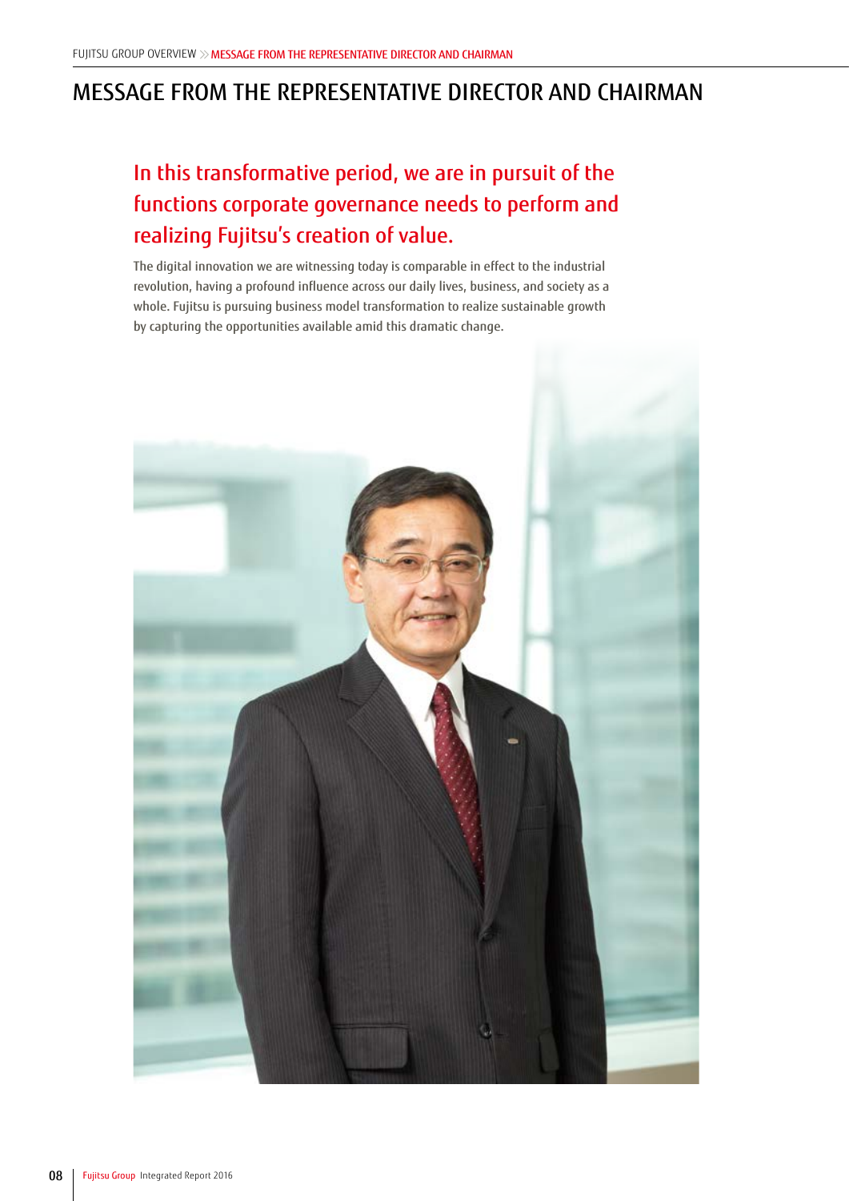# MESSAGE FROM THE REPRESENTATIVE DIRECTOR AND CHAIRMAN

## In this transformative period, we are in pursuit of the functions corporate governance needs to perform and realizing Fujitsu's creation of value.

The digital innovation we are witnessing today is comparable in effect to the industrial revolution, having a profound influence across our daily lives, business, and society as a whole. Fujitsu is pursuing business model transformation to realize sustainable growth by capturing the opportunities available amid this dramatic change.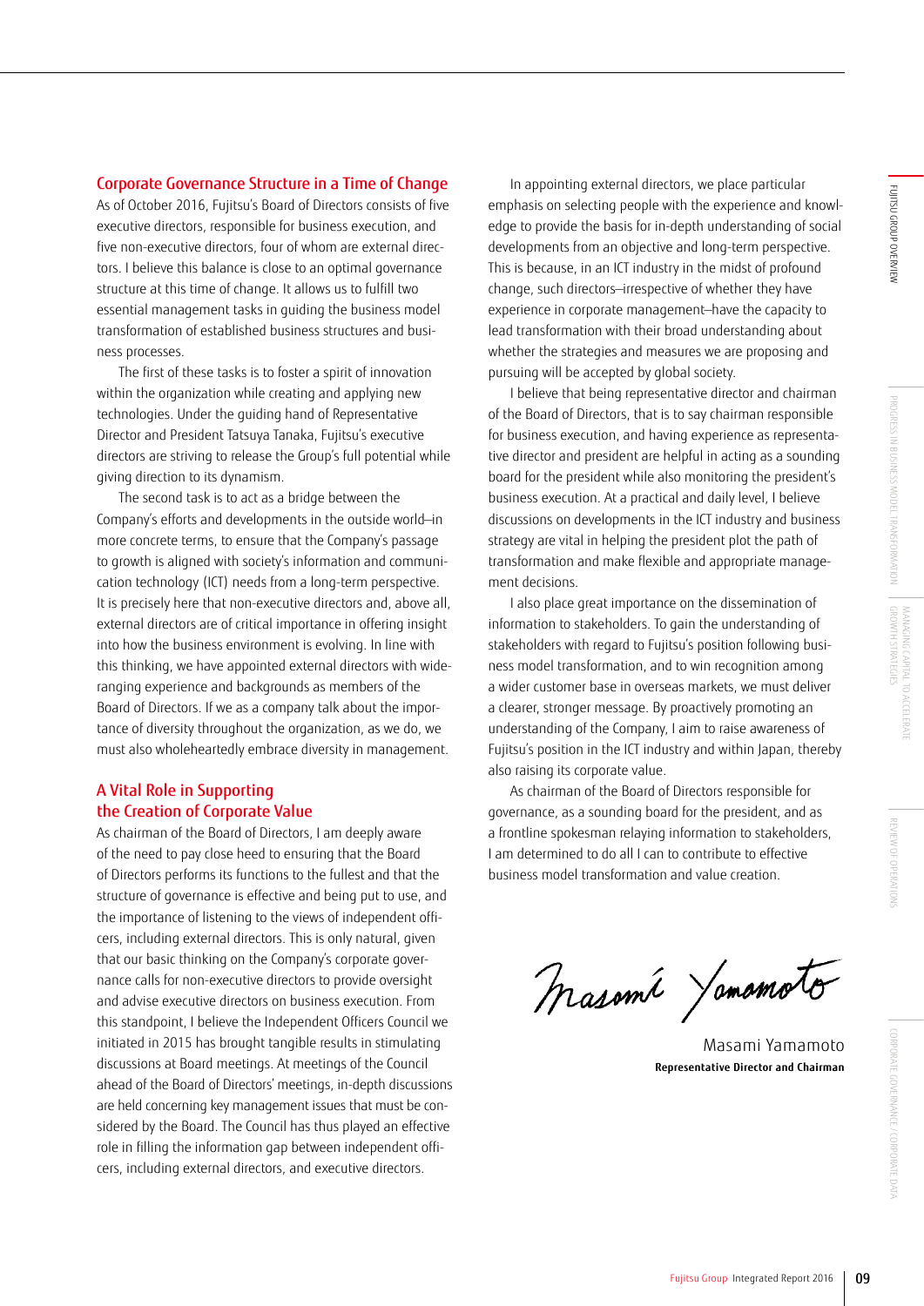## Corporate Governance Structure in a Time of Change

As of October 2016, Fujitsu's Board of Directors consists of five executive directors, responsible for business execution, and five non-executive directors, four of whom are external directors. I believe this balance is close to an optimal governance structure at this time of change. It allows us to fulfill two essential management tasks in guiding the business model transformation of established business structures and business processes.

The first of these tasks is to foster a spirit of innovation within the organization while creating and applying new technologies. Under the guiding hand of Representative Director and President Tatsuya Tanaka, Fujitsu's executive directors are striving to release the Group's full potential while giving direction to its dynamism.

The second task is to act as a bridge between the Company's efforts and developments in the outside world—in more concrete terms, to ensure that the Company's passage to growth is aligned with society's information and communication technology (ICT) needs from a long-term perspective. It is precisely here that non-executive directors and, above all, external directors are of critical importance in offering insight into how the business environment is evolving. In line with this thinking, we have appointed external directors with wide-ranging experience and backgrounds as members of the Board of Directors. If we as a company talk about the importance of diversity throughout the organization, as we do, we must also wholeheartedly embrace diversity in management.

## A Vital Role in Supporting the Creation of Corporate Value

As chairman of the Board of Directors, I am deeply aware of the need to pay close heed to ensuring that the Board of Directors performs its functions to the fullest and that the structure of governance is effective and being put to use, and the importance of listening to the views of independent officers, including external directors. This is only natural, given that our basic thinking on the Company's corporate governance calls for non-executive directors to provide oversight and advise executive directors on business execution. From this standpoint, I believe the Independent Officers Council we initiated in 2015 has brought tangible results in stimulating discussions at Board meetings. At meetings of the Council ahead of the Board of Directors' meetings, in-depth discussions are held concerning key management issues that must be considered by the Board. The Council has thus played an effective role in filling the information gap between independent officers, including external directors, and executive directors.

In appointing external directors, we place particular emphasis on selecting people with the experience and knowledge to provide the basis for in-depth understanding of social developments from an objective and long-term perspective. This is because, in an ICT industry in the midst of profound change, such directors—irrespective of whether they have experience in corporate management—have the capacity to lead transformation with their broad understanding about whether the strategies and measures we are proposing and pursuing will be accepted by global society.

I believe that being representative director and chairman of the Board of Directors, that is to say chairman responsible for business execution, and having experience as representative director and president are helpful in acting as a sounding board for the president while also monitoring the president's business execution. At a practical and daily level, I believe discussions on developments in the ICT industry and business strategy are vital in helping the president plot the path of transformation and make flexible and appropriate management decisions.

I also place great importance on the dissemination of information to stakeholders. To gain the understanding of stakeholders with regard to Fujitsu's position following business model transformation, and to win recognition among a wider customer base in overseas markets, we must deliver a clearer, stronger message. By proactively promoting an understanding of the Company, I aim to raise awareness of Fujitsu's position in the ICT industry and within Japan, thereby also raising its corporate value.

As chairman of the Board of Directors responsible for governance, as a sounding board for the president, and as a frontline spokesman relaying information to stakeholders, I am determined to do all I can to contribute to effective business model transformation and value creation.

Masami Yamamoto
**Representative Director and Chairman**